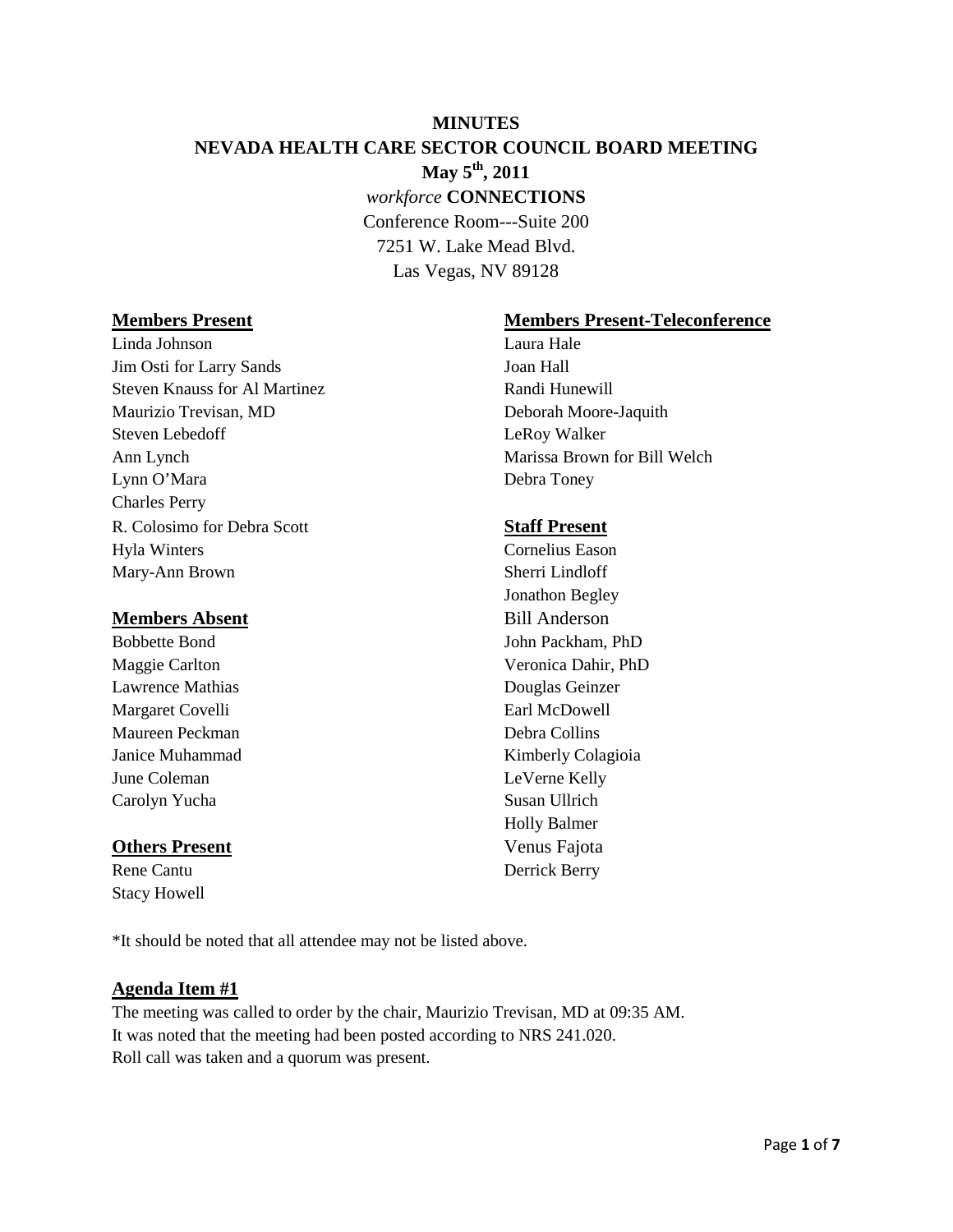# MINUTES

# NEVADA HEALTH CARE SECTOR COUNCIL BOARD MEETING

**May 5th, 2011**

*workforce* **CONNECTIONS**

Conference Room---Suite 200
7251 W. Lake Mead Blvd.
Las Vegas, NV 89128

**Members Present**

Linda Johnson
Jim Osti for Larry Sands
Steven Knauss for Al Martinez
Maurizio Trevisan, MD
Steven Lebedoff
Ann Lynch
Lynn O'Mara
Charles Perry
R. Colosimo for Debra Scott
Hyla Winters
Mary-Ann Brown

**Members Absent**

Bobbette Bond
Maggie Carlton
Lawrence Mathias
Margaret Covelli
Maureen Peckman
Janice Muhammad
June Coleman
Carolyn Yucha

**Others Present**

Rene Cantu
Stacy Howell

**Members Present-Teleconference**

Laura Hale
Joan Hall
Randi Hunewill
Deborah Moore-Jaquith
LeRoy Walker
Marissa Brown for Bill Welch
Debra Toney

**Staff Present**

Cornelius Eason
Sherri Lindloff
Jonathon Begley
Bill Anderson
John Packham, PhD
Veronica Dahir, PhD
Douglas Geinzer
Earl McDowell
Debra Collins
Kimberly Colagioia
LeVerne Kelly
Susan Ullrich
Holly Balmer
Venus Fajota
Derrick Berry

*It should be noted that all attendee may not be listed above.

**Agenda Item #1**

The meeting was called to order by the chair, Maurizio Trevisan, MD at 09:35 AM.
It was noted that the meeting had been posted according to NRS 241.020.
Roll call was taken and a quorum was present.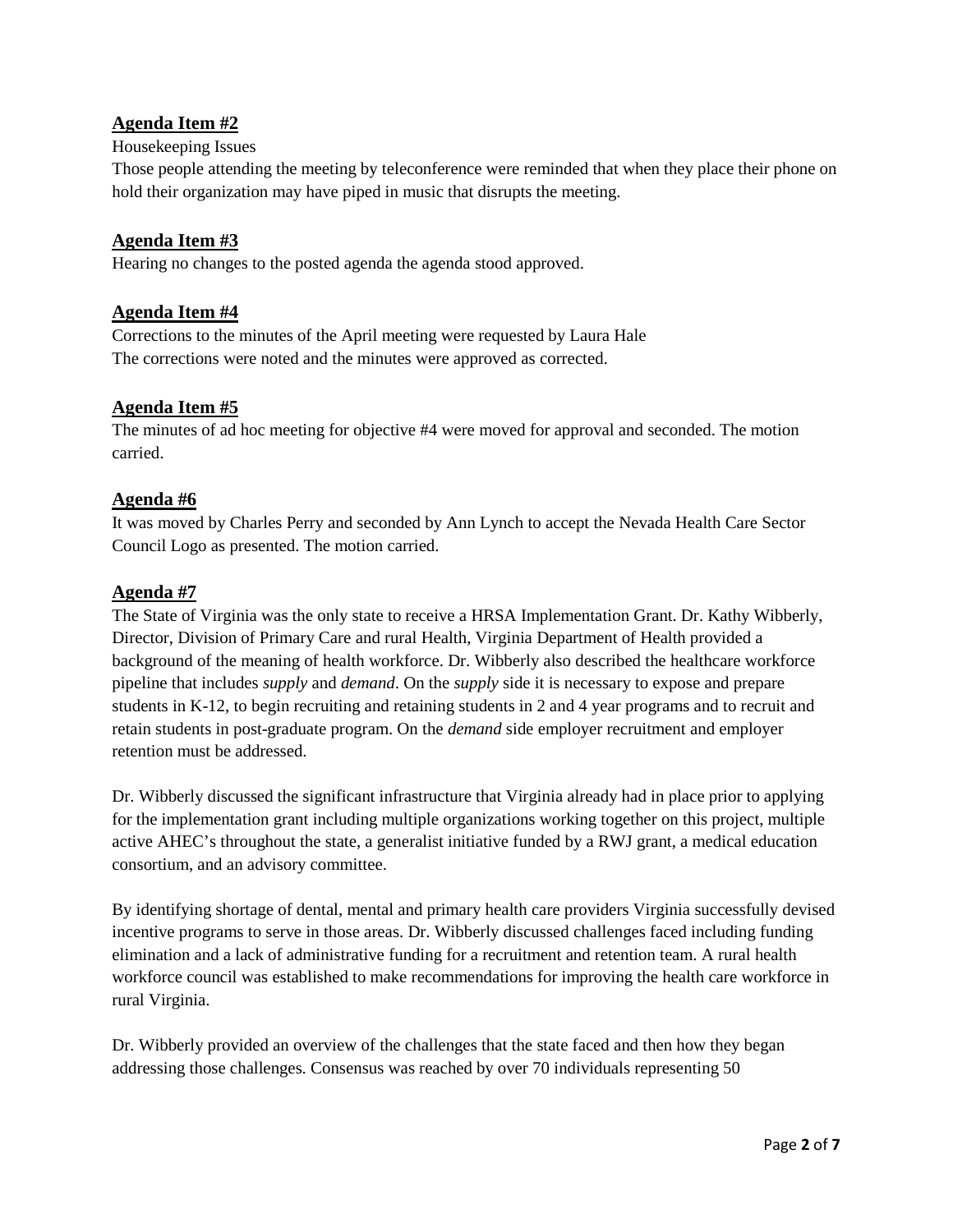## Agenda Item #2

Housekeeping Issues

Those people attending the meeting by teleconference were reminded that when they place their phone on hold their organization may have piped in music that disrupts the meeting.

## Agenda Item #3

Hearing no changes to the posted agenda the agenda stood approved.

## Agenda Item #4

Corrections to the minutes of the April meeting were requested by Laura Hale
The corrections were noted and the minutes were approved as corrected.

## Agenda Item #5

The minutes of ad hoc meeting for objective #4 were moved for approval and seconded. The motion carried.

## Agenda #6

It was moved by Charles Perry and seconded by Ann Lynch to accept the Nevada Health Care Sector Council Logo as presented. The motion carried.

## Agenda #7

The State of Virginia was the only state to receive a HRSA Implementation Grant. Dr. Kathy Wibberly, Director, Division of Primary Care and rural Health, Virginia Department of Health provided a background of the meaning of health workforce. Dr. Wibberly also described the healthcare workforce pipeline that includes *supply* and *demand*. On the *supply* side it is necessary to expose and prepare students in K-12, to begin recruiting and retaining students in 2 and 4 year programs and to recruit and retain students in post-graduate program. On the *demand* side employer recruitment and employer retention must be addressed.

Dr. Wibberly discussed the significant infrastructure that Virginia already had in place prior to applying for the implementation grant including multiple organizations working together on this project, multiple active AHEC's throughout the state, a generalist initiative funded by a RWJ grant, a medical education consortium, and an advisory committee.

By identifying shortage of dental, mental and primary health care providers Virginia successfully devised incentive programs to serve in those areas. Dr. Wibberly discussed challenges faced including funding elimination and a lack of administrative funding for a recruitment and retention team. A rural health workforce council was established to make recommendations for improving the health care workforce in rural Virginia.

Dr. Wibberly provided an overview of the challenges that the state faced and then how they began addressing those challenges. Consensus was reached by over 70 individuals representing 50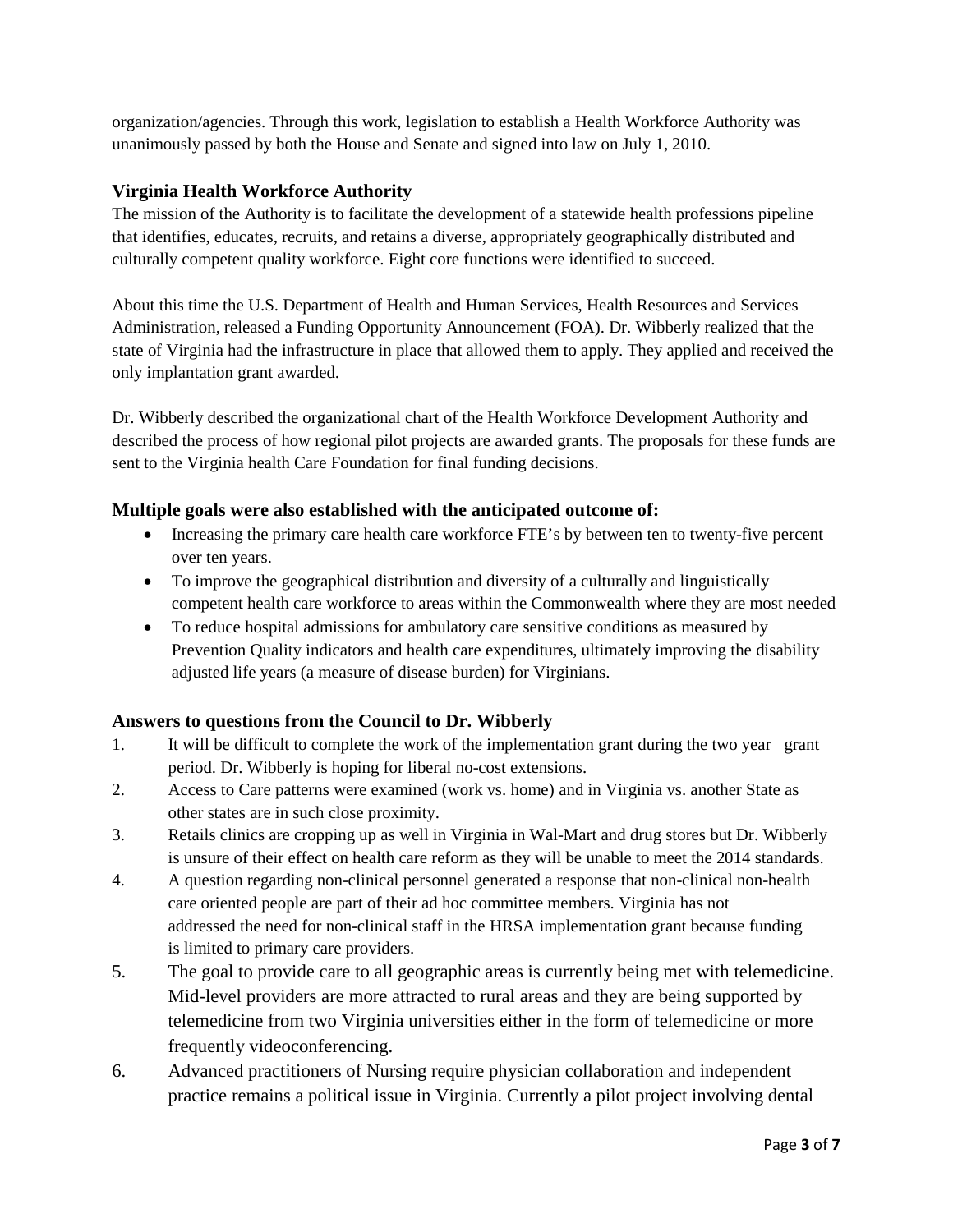organization/agencies. Through this work, legislation to establish a Health Workforce Authority was unanimously passed by both the House and Senate and signed into law on July 1, 2010.

### Virginia Health Workforce Authority

The mission of the Authority is to facilitate the development of a statewide health professions pipeline that identifies, educates, recruits, and retains a diverse, appropriately geographically distributed and culturally competent quality workforce. Eight core functions were identified to succeed.

About this time the U.S. Department of Health and Human Services, Health Resources and Services Administration, released a Funding Opportunity Announcement (FOA). Dr. Wibberly realized that the state of Virginia had the infrastructure in place that allowed them to apply. They applied and received the only implantation grant awarded.

Dr. Wibberly described the organizational chart of the Health Workforce Development Authority and described the process of how regional pilot projects are awarded grants. The proposals for these funds are sent to the Virginia health Care Foundation for final funding decisions.

### Multiple goals were also established with the anticipated outcome of:

- Increasing the primary care health care workforce FTE's by between ten to twenty-five percent over ten years.
- To improve the geographical distribution and diversity of a culturally and linguistically competent health care workforce to areas within the Commonwealth where they are most needed
- To reduce hospital admissions for ambulatory care sensitive conditions as measured by Prevention Quality indicators and health care expenditures, ultimately improving the disability adjusted life years (a measure of disease burden) for Virginians.

### Answers to questions from the Council to Dr. Wibberly

1. It will be difficult to complete the work of the implementation grant during the two year grant period. Dr. Wibberly is hoping for liberal no-cost extensions.
2. Access to Care patterns were examined (work vs. home) and in Virginia vs. another State as other states are in such close proximity.
3. Retails clinics are cropping up as well in Virginia in Wal-Mart and drug stores but Dr. Wibberly is unsure of their effect on health care reform as they will be unable to meet the 2014 standards.
4. A question regarding non-clinical personnel generated a response that non-clinical non-health care oriented people are part of their ad hoc committee members. Virginia has not addressed the need for non-clinical staff in the HRSA implementation grant because funding is limited to primary care providers.
5. The goal to provide care to all geographic areas is currently being met with telemedicine. Mid-level providers are more attracted to rural areas and they are being supported by telemedicine from two Virginia universities either in the form of telemedicine or more frequently videoconferencing.
6. Advanced practitioners of Nursing require physician collaboration and independent practice remains a political issue in Virginia. Currently a pilot project involving dental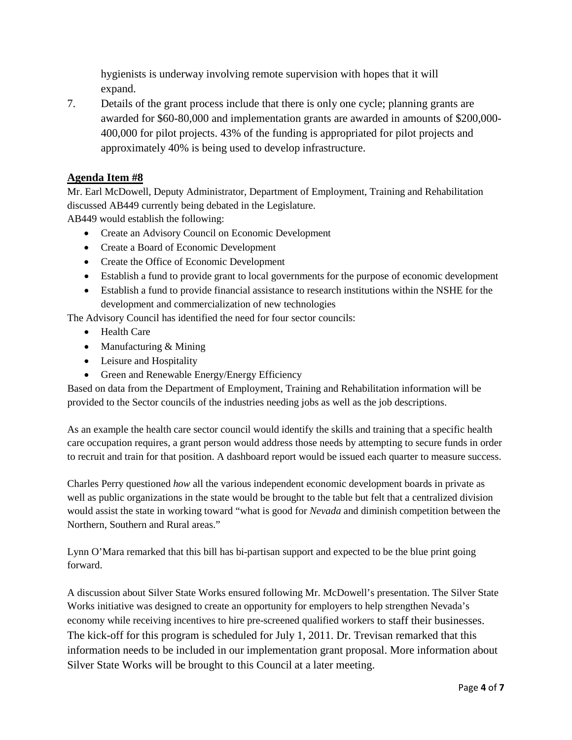hygienists is underway involving remote supervision with hopes that it will expand.

7. Details of the grant process include that there is only one cycle; planning grants are awarded for $60-80,000 and implementation grants are awarded in amounts of $200,000-400,000 for pilot projects. 43% of the funding is appropriated for pilot projects and approximately 40% is being used to develop infrastructure.

## Agenda Item #8

Mr. Earl McDowell, Deputy Administrator, Department of Employment, Training and Rehabilitation discussed AB449 currently being debated in the Legislature.

AB449 would establish the following:

- Create an Advisory Council on Economic Development
- Create a Board of Economic Development
- Create the Office of Economic Development
- Establish a fund to provide grant to local governments for the purpose of economic development
- Establish a fund to provide financial assistance to research institutions within the NSHE for the development and commercialization of new technologies

The Advisory Council has identified the need for four sector councils:

- Health Care
- Manufacturing & Mining
- Leisure and Hospitality
- Green and Renewable Energy/Energy Efficiency

Based on data from the Department of Employment, Training and Rehabilitation information will be provided to the Sector councils of the industries needing jobs as well as the job descriptions.

As an example the health care sector council would identify the skills and training that a specific health care occupation requires, a grant person would address those needs by attempting to secure funds in order to recruit and train for that position. A dashboard report would be issued each quarter to measure success.

Charles Perry questioned *how* all the various independent economic development boards in private as well as public organizations in the state would be brought to the table but felt that a centralized division would assist the state in working toward "what is good for *Nevada* and diminish competition between the Northern, Southern and Rural areas."

Lynn O'Mara remarked that this bill has bi-partisan support and expected to be the blue print going forward.

A discussion about Silver State Works ensured following Mr. McDowell's presentation. The Silver State Works initiative was designed to create an opportunity for employers to help strengthen Nevada's economy while receiving incentives to hire pre-screened qualified workers to staff their businesses. The kick-off for this program is scheduled for July 1, 2011. Dr. Trevisan remarked that this information needs to be included in our implementation grant proposal. More information about Silver State Works will be brought to this Council at a later meeting.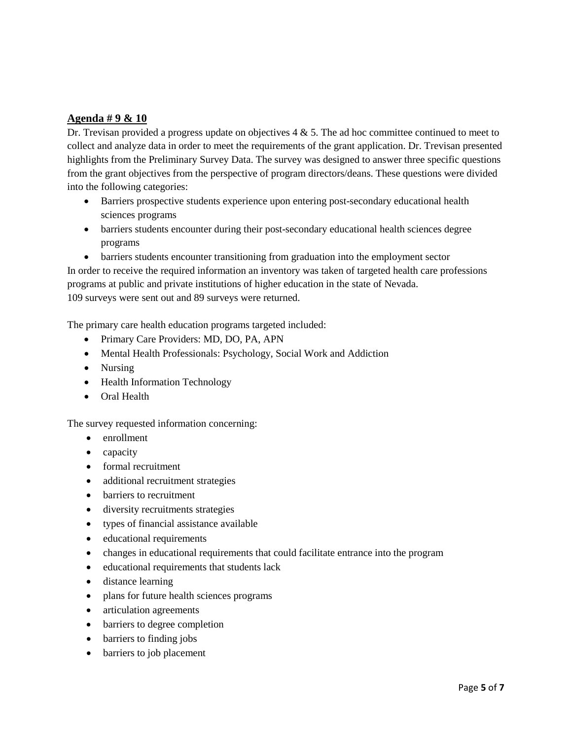**Agenda # 9 & 10**

Dr. Trevisan provided a progress update on objectives 4 & 5. The ad hoc committee continued to meet to collect and analyze data in order to meet the requirements of the grant application. Dr. Trevisan presented highlights from the Preliminary Survey Data. The survey was designed to answer three specific questions from the grant objectives from the perspective of program directors/deans. These questions were divided into the following categories:

- Barriers prospective students experience upon entering post-secondary educational health sciences programs
- barriers students encounter during their post-secondary educational health sciences degree programs
- barriers students encounter transitioning from graduation into the employment sector

In order to receive the required information an inventory was taken of targeted health care professions programs at public and private institutions of higher education in the state of Nevada.
109 surveys were sent out and 89 surveys were returned.

The primary care health education programs targeted included:

- Primary Care Providers: MD, DO, PA, APN
- Mental Health Professionals: Psychology, Social Work and Addiction
- Nursing
- Health Information Technology
- Oral Health

The survey requested information concerning:

- enrollment
- capacity
- formal recruitment
- additional recruitment strategies
- barriers to recruitment
- diversity recruitments strategies
- types of financial assistance available
- educational requirements
- changes in educational requirements that could facilitate entrance into the program
- educational requirements that students lack
- distance learning
- plans for future health sciences programs
- articulation agreements
- barriers to degree completion
- barriers to finding jobs
- barriers to job placement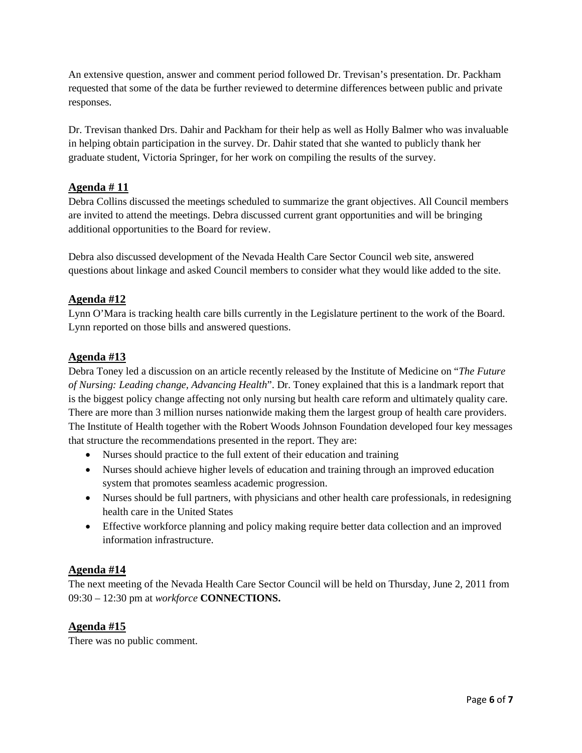An extensive question, answer and comment period followed Dr. Trevisan's presentation. Dr. Packham requested that some of the data be further reviewed to determine differences between public and private responses.

Dr. Trevisan thanked Drs. Dahir and Packham for their help as well as Holly Balmer who was invaluable in helping obtain participation in the survey. Dr. Dahir stated that she wanted to publicly thank her graduate student, Victoria Springer, for her work on compiling the results of the survey.

## Agenda # 11

Debra Collins discussed the meetings scheduled to summarize the grant objectives. All Council members are invited to attend the meetings. Debra discussed current grant opportunities and will be bringing additional opportunities to the Board for review.

Debra also discussed development of the Nevada Health Care Sector Council web site, answered questions about linkage and asked Council members to consider what they would like added to the site.

## Agenda #12

Lynn O'Mara is tracking health care bills currently in the Legislature pertinent to the work of the Board. Lynn reported on those bills and answered questions.

## Agenda #13

Debra Toney led a discussion on an article recently released by the Institute of Medicine on "*The Future of Nursing: Leading change, Advancing Health*". Dr. Toney explained that this is a landmark report that is the biggest policy change affecting not only nursing but health care reform and ultimately quality care. There are more than 3 million nurses nationwide making them the largest group of health care providers. The Institute of Health together with the Robert Woods Johnson Foundation developed four key messages that structure the recommendations presented in the report. They are:

- Nurses should practice to the full extent of their education and training
- Nurses should achieve higher levels of education and training through an improved education system that promotes seamless academic progression.
- Nurses should be full partners, with physicians and other health care professionals, in redesigning health care in the United States
- Effective workforce planning and policy making require better data collection and an improved information infrastructure.

## Agenda #14

The next meeting of the Nevada Health Care Sector Council will be held on Thursday, June 2, 2011 from 09:30 – 12:30 pm at *workforce* **CONNECTIONS.**

## Agenda #15

There was no public comment.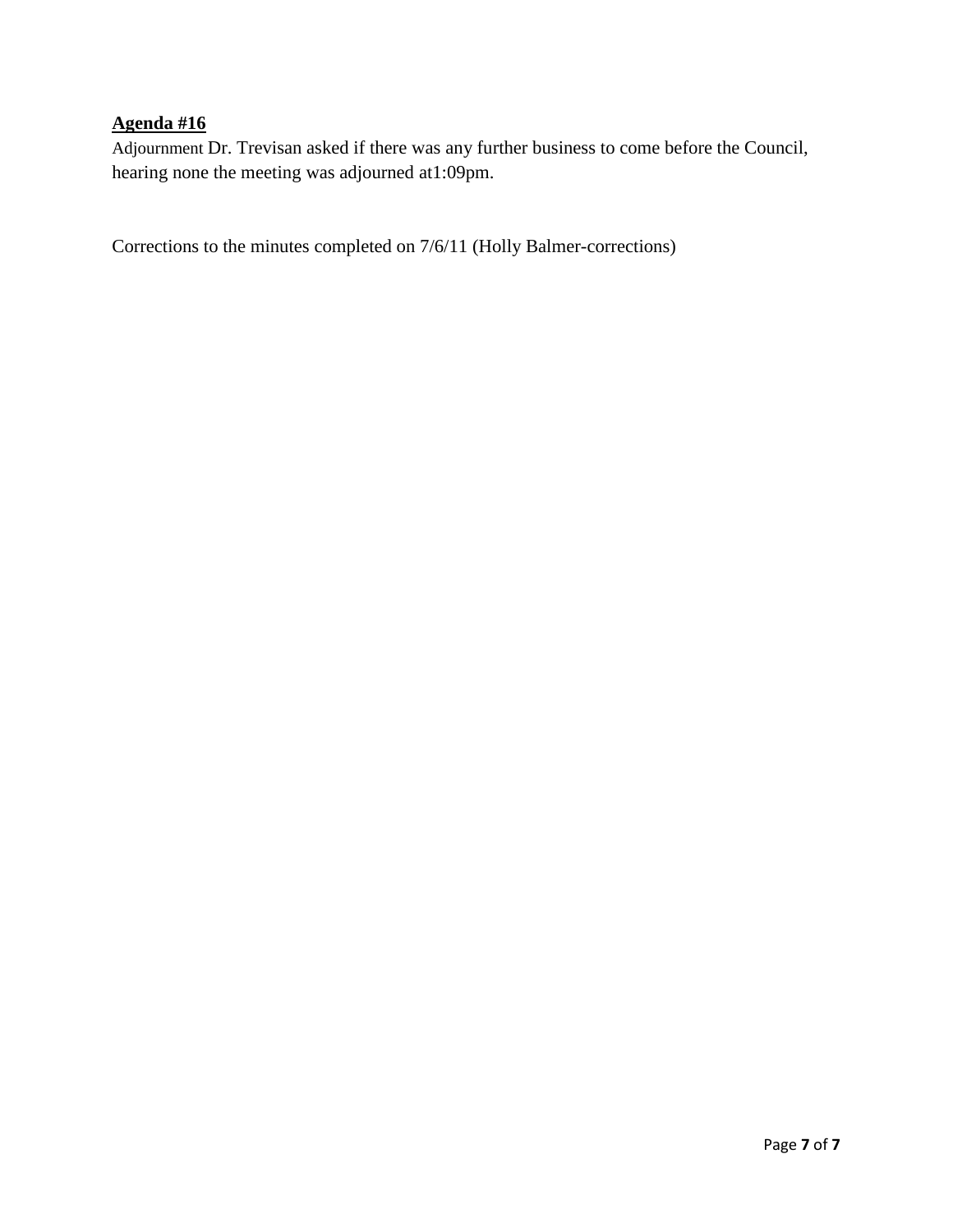**Agenda #16**

Adjournment Dr. Trevisan asked if there was any further business to come before the Council, hearing none the meeting was adjourned at1:09pm.

Corrections to the minutes completed on 7/6/11 (Holly Balmer-corrections)